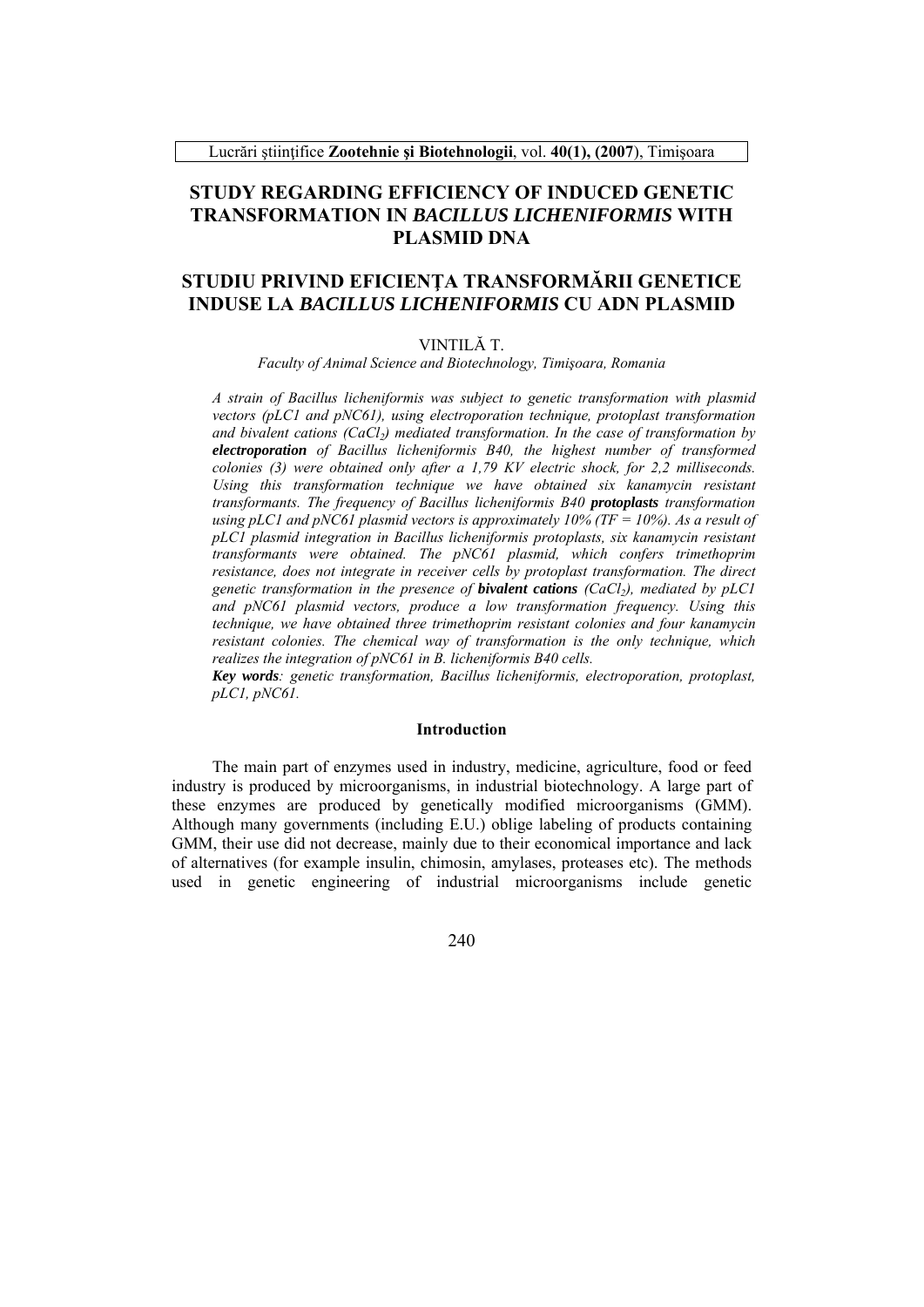# STUDY REGARDING EFFICIENCY OF INDUCED GENETIC TRANSFORMATION IN *BACILLUS LICHENIFORMIS* WITH PLASMID DNA

# STUDIU PRIVIND EFICIENŢA TRANSFORMĂRII GENETICE INDUSE LA *BACILLUS LICHENIFORMIS* CU ADN PLASMID

VINTILĂ T.

*Faculty of Animal Science and Biotechnology, Timişoara, Romania*

*A strain of Bacillus licheniformis was subject to genetic transformation with plasmid vectors (pLC1 and pNC61), using electroporation technique, protoplast transformation and bivalent cations ($CaCl_2$) mediated transformation. In the case of transformation by **electroporation** of Bacillus licheniformis B40, the highest number of transformed colonies (3) were obtained only after a 1,79 KV electric shock, for 2,2 milliseconds. Using this transformation technique we have obtained six kanamycin resistant transformants. The frequency of Bacillus licheniformis B40 **protoplasts** transformation using pLC1 and pNC61 plasmid vectors is approximately 10% (TF = 10%). As a result of pLC1 plasmid integration in Bacillus licheniformis protoplasts, six kanamycin resistant transformants were obtained. The pNC61 plasmid, which confers trimethoprim resistance, does not integrate in receiver cells by protoplast transformation. The direct genetic transformation in the presence of **bivalent cations** ($CaCl_2$), mediated by pLC1 and pNC61 plasmid vectors, produce a low transformation frequency. Using this technique, we have obtained three trimethoprim resistant colonies and four kanamycin resistant colonies. The chemical way of transformation is the only technique, which realizes the integration of pNC61 in B. licheniformis B40 cells.*

***Key words**: genetic transformation, Bacillus licheniformis, electroporation, protoplast, pLC1, pNC61.*

## Introduction

The main part of enzymes used in industry, medicine, agriculture, food or feed industry is produced by microorganisms, in industrial biotechnology. A large part of these enzymes are produced by genetically modified microorganisms (GMM). Although many governments (including E.U.) oblige labeling of products containing GMM, their use did not decrease, mainly due to their economical importance and lack of alternatives (for example insulin, chimosin, amylases, proteases etc). The methods used in genetic engineering of industrial microorganisms include genetic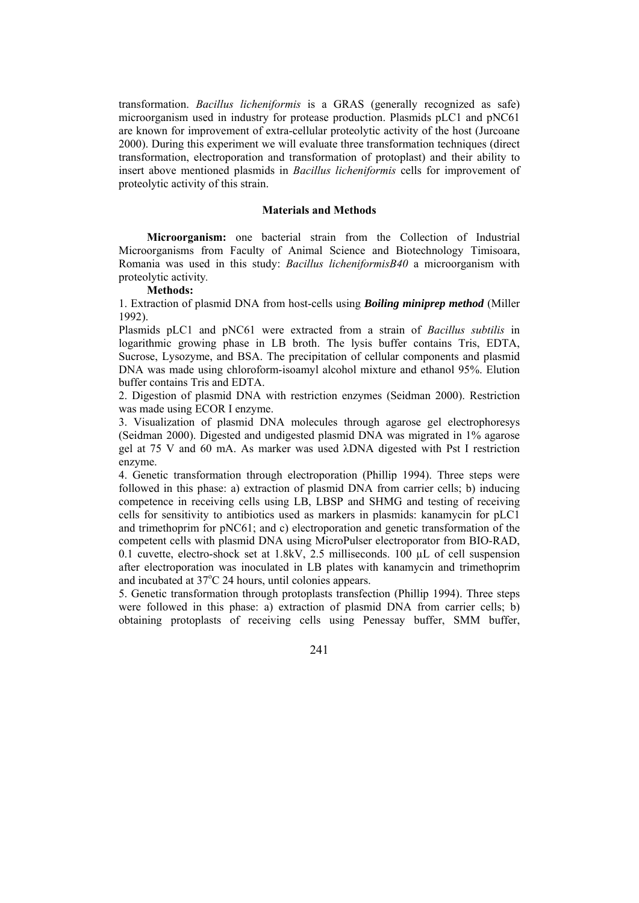transformation. *Bacillus licheniformis* is a GRAS (generally recognized as safe) microorganism used in industry for protease production. Plasmids pLC1 and pNC61 are known for improvement of extra-cellular proteolytic activity of the host (Jurcoane 2000). During this experiment we will evaluate three transformation techniques (direct transformation, electroporation and transformation of protoplast) and their ability to insert above mentioned plasmids in *Bacillus licheniformis* cells for improvement of proteolytic activity of this strain.

## Materials and Methods

**Microorganism:** one bacterial strain from the Collection of Industrial Microorganisms from Faculty of Animal Science and Biotechnology Timisoara, Romania was used in this study: *Bacillus licheniformisB40* a microorganism with proteolytic activity.

**Methods:**

1. Extraction of plasmid DNA from host-cells using ***Boiling miniprep method*** (Miller 1992).

Plasmids pLC1 and pNC61 were extracted from a strain of *Bacillus subtilis* in logarithmic growing phase in LB broth. The lysis buffer contains Tris, EDTA, Sucrose, Lysozyme, and BSA. The precipitation of cellular components and plasmid DNA was made using chloroform-isoamyl alcohol mixture and ethanol 95%. Elution buffer contains Tris and EDTA.

2. Digestion of plasmid DNA with restriction enzymes (Seidman 2000). Restriction was made using ECOR I enzyme.

3. Visualization of plasmid DNA molecules through agarose gel electrophoresys (Seidman 2000). Digested and undigested plasmid DNA was migrated in 1% agarose gel at 75 V and 60 mA. As marker was used λDNA digested with Pst I restriction enzyme.

4. Genetic transformation through electroporation (Phillip 1994). Three steps were followed in this phase: a) extraction of plasmid DNA from carrier cells; b) inducing competence in receiving cells using LB, LBSP and SHMG and testing of receiving cells for sensitivity to antibiotics used as markers in plasmids: kanamycin for pLC1 and trimethoprim for pNC61; and c) electroporation and genetic transformation of the competent cells with plasmid DNA using MicroPulser electroporator from BIO-RAD, 0.1 cuvette, electro-shock set at 1.8kV, 2.5 milliseconds. 100 µL of cell suspension after electroporation was inoculated in LB plates with kanamycin and trimethoprim and incubated at 37$^{o}$C 24 hours, until colonies appears.

5. Genetic transformation through protoplasts transfection (Phillip 1994). Three steps were followed in this phase: a) extraction of plasmid DNA from carrier cells; b) obtaining protoplasts of receiving cells using Penessay buffer, SMM buffer,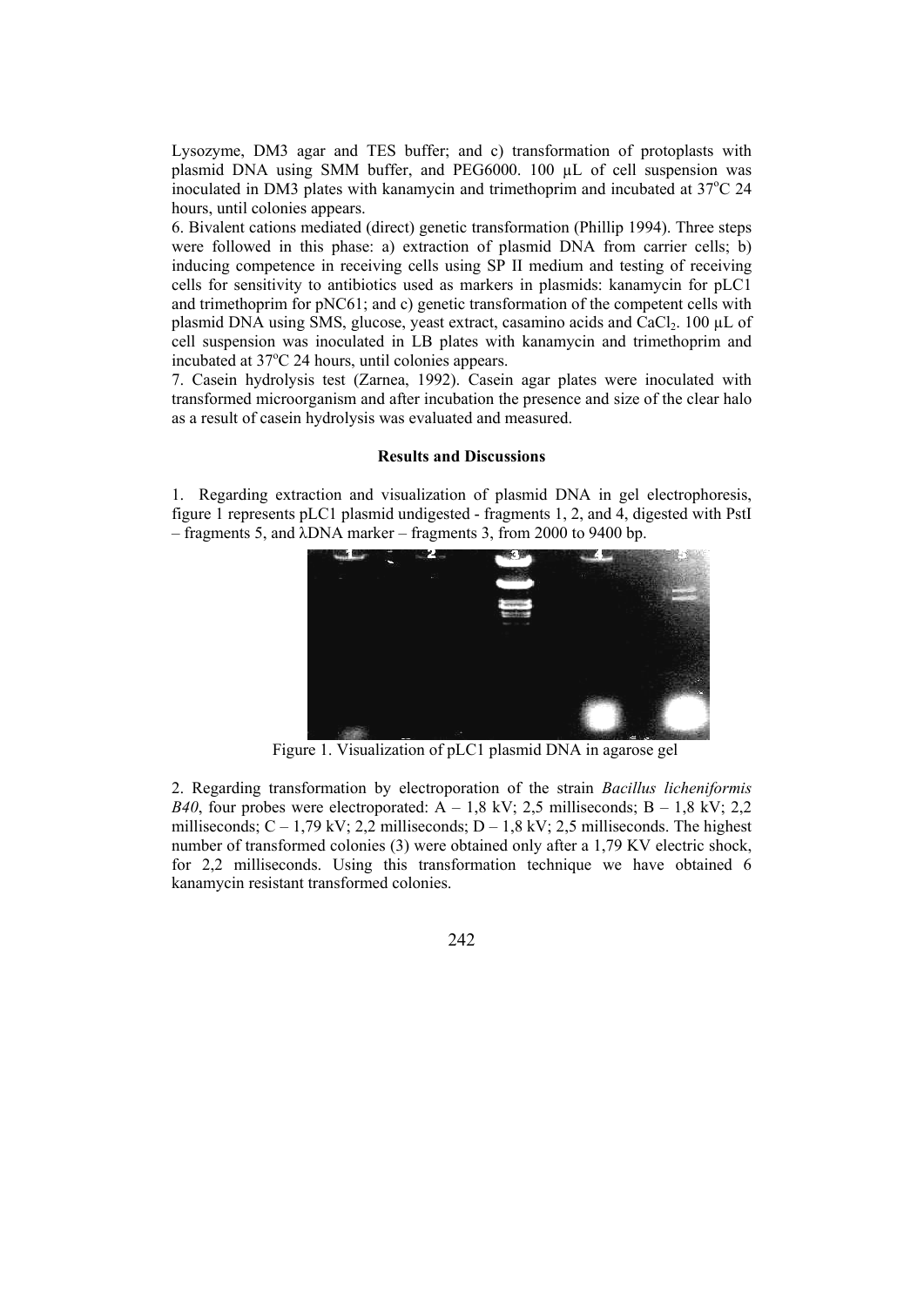Lysozyme, DM3 agar and TES buffer; and c) transformation of protoplasts with plasmid DNA using SMM buffer, and PEG6000. 100 µL of cell suspension was inoculated in DM3 plates with kanamycin and trimethoprim and incubated at 37°C 24 hours, until colonies appears.

6. Bivalent cations mediated (direct) genetic transformation (Phillip 1994). Three steps were followed in this phase: a) extraction of plasmid DNA from carrier cells; b) inducing competence in receiving cells using SP II medium and testing of receiving cells for sensitivity to antibiotics used as markers in plasmids: kanamycin for pLC1 and trimethoprim for pNC61; and c) genetic transformation of the competent cells with plasmid DNA using SMS, glucose, yeast extract, casamino acids and $CaCl_2$. 100 µL of cell suspension was inoculated in LB plates with kanamycin and trimethoprim and incubated at 37°C 24 hours, until colonies appears.

7. Casein hydrolysis test (Zarnea, 1992). Casein agar plates were inoculated with transformed microorganism and after incubation the presence and size of the clear halo as a result of casein hydrolysis was evaluated and measured.

## Results and Discussions

1. Regarding extraction and visualization of plasmid DNA in gel electrophoresis, figure 1 represents pLC1 plasmid undigested - fragments 1, 2, and 4, digested with PstI – fragments 5, and λDNA marker – fragments 3, from 2000 to 9400 bp.

Figure 1. Visualization of pLC1 plasmid DNA in agarose gel

2. Regarding transformation by electroporation of the strain *Bacillus licheniformis B40*, four probes were electroporated: A – 1,8 kV; 2,5 milliseconds; B – 1,8 kV; 2,2 milliseconds; C – 1,79 kV; 2,2 milliseconds; D – 1,8 kV; 2,5 milliseconds. The highest number of transformed colonies (3) were obtained only after a 1,79 KV electric shock, for 2,2 milliseconds. Using this transformation technique we have obtained 6 kanamycin resistant transformed colonies.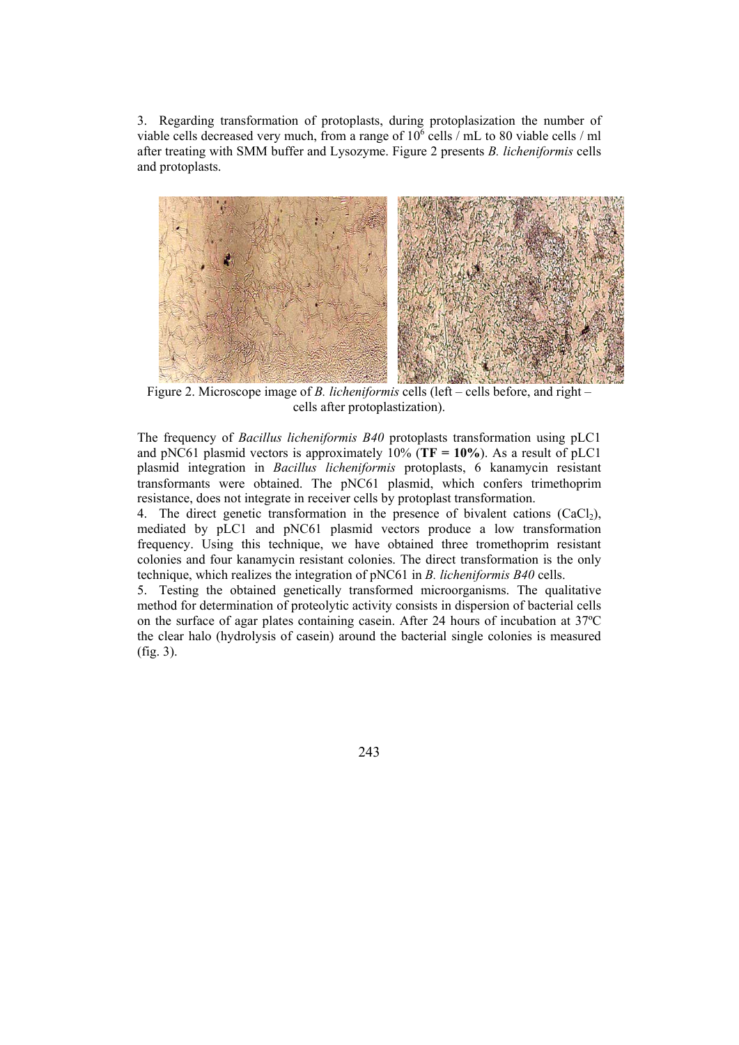3. Regarding transformation of protoplasts, during protoplasization the number of viable cells decreased very much, from a range of $10^6$ cells / mL to 80 viable cells / ml after treating with SMM buffer and Lysozyme. Figure 2 presents *B. licheniformis* cells and protoplasts.

Figure 2. Microscope image of *B. licheniformis* cells (left – cells before, and right – cells after protoplastization).

The frequency of *Bacillus licheniformis B40* protoplasts transformation using pLC1 and pNC61 plasmid vectors is approximately 10% (**TF = 10%**). As a result of pLC1 plasmid integration in *Bacillus licheniformis* protoplasts, 6 kanamycin resistant transformants were obtained. The pNC61 plasmid, which confers trimethoprim resistance, does not integrate in receiver cells by protoplast transformation.

4. The direct genetic transformation in the presence of bivalent cations ($CaCl_2$), mediated by pLC1 and pNC61 plasmid vectors produce a low transformation frequency. Using this technique, we have obtained three tromethoprim resistant colonies and four kanamycin resistant colonies. The direct transformation is the only technique, which realizes the integration of pNC61 in *B. licheniformis B40* cells.

5. Testing the obtained genetically transformed microorganisms. The qualitative method for determination of proteolytic activity consists in dispersion of bacterial cells on the surface of agar plates containing casein. After 24 hours of incubation at 37ºC the clear halo (hydrolysis of casein) around the bacterial single colonies is measured (fig. 3).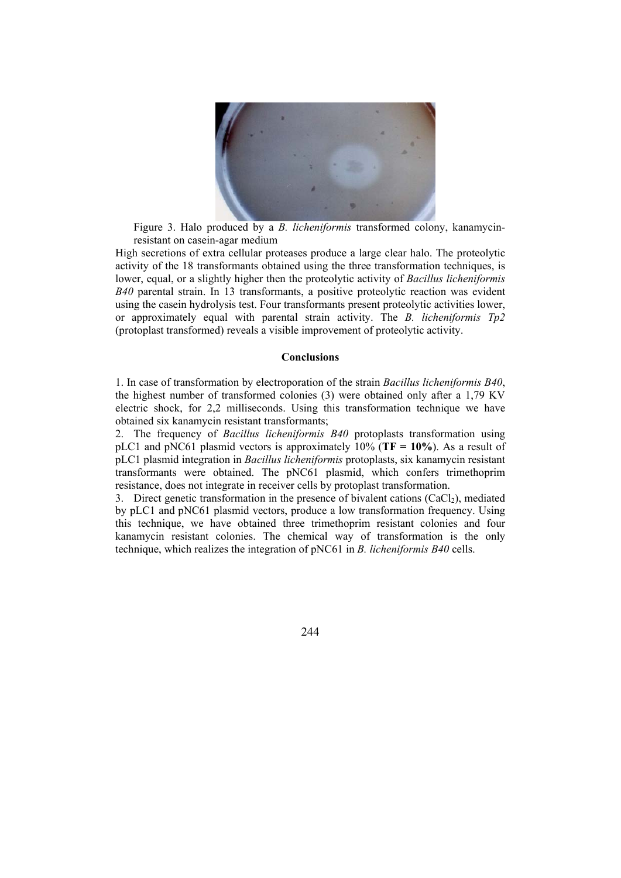Figure 3. Halo produced by a *B. licheniformis* transformed colony, kanamycin-resistant on casein-agar medium

High secretions of extra cellular proteases produce a large clear halo. The proteolytic activity of the 18 transformants obtained using the three transformation techniques, is lower, equal, or a slightly higher then the proteolytic activity of *Bacillus licheniformis B40* parental strain. In 13 transformants, a positive proteolytic reaction was evident using the casein hydrolysis test. Four transformants present proteolytic activities lower, or approximately equal with parental strain activity. The *B. licheniformis Tp2* (protoplast transformed) reveals a visible improvement of proteolytic activity.

## Conclusions

1. In case of transformation by electroporation of the strain *Bacillus licheniformis B40*, the highest number of transformed colonies (3) were obtained only after a 1,79 KV electric shock, for 2,2 milliseconds. Using this transformation technique we have obtained six kanamycin resistant transformants;
2. The frequency of *Bacillus licheniformis B40* protoplasts transformation using pLC1 and pNC61 plasmid vectors is approximately 10% (**TF = 10%**). As a result of pLC1 plasmid integration in *Bacillus licheniformis* protoplasts, six kanamycin resistant transformants were obtained. The pNC61 plasmid, which confers trimethoprim resistance, does not integrate in receiver cells by protoplast transformation.
3. Direct genetic transformation in the presence of bivalent cations ($CaCl_2$), mediated by pLC1 and pNC61 plasmid vectors, produce a low transformation frequency. Using this technique, we have obtained three trimethoprim resistant colonies and four kanamycin resistant colonies. The chemical way of transformation is the only technique, which realizes the integration of pNC61 in *B. licheniformis B40* cells.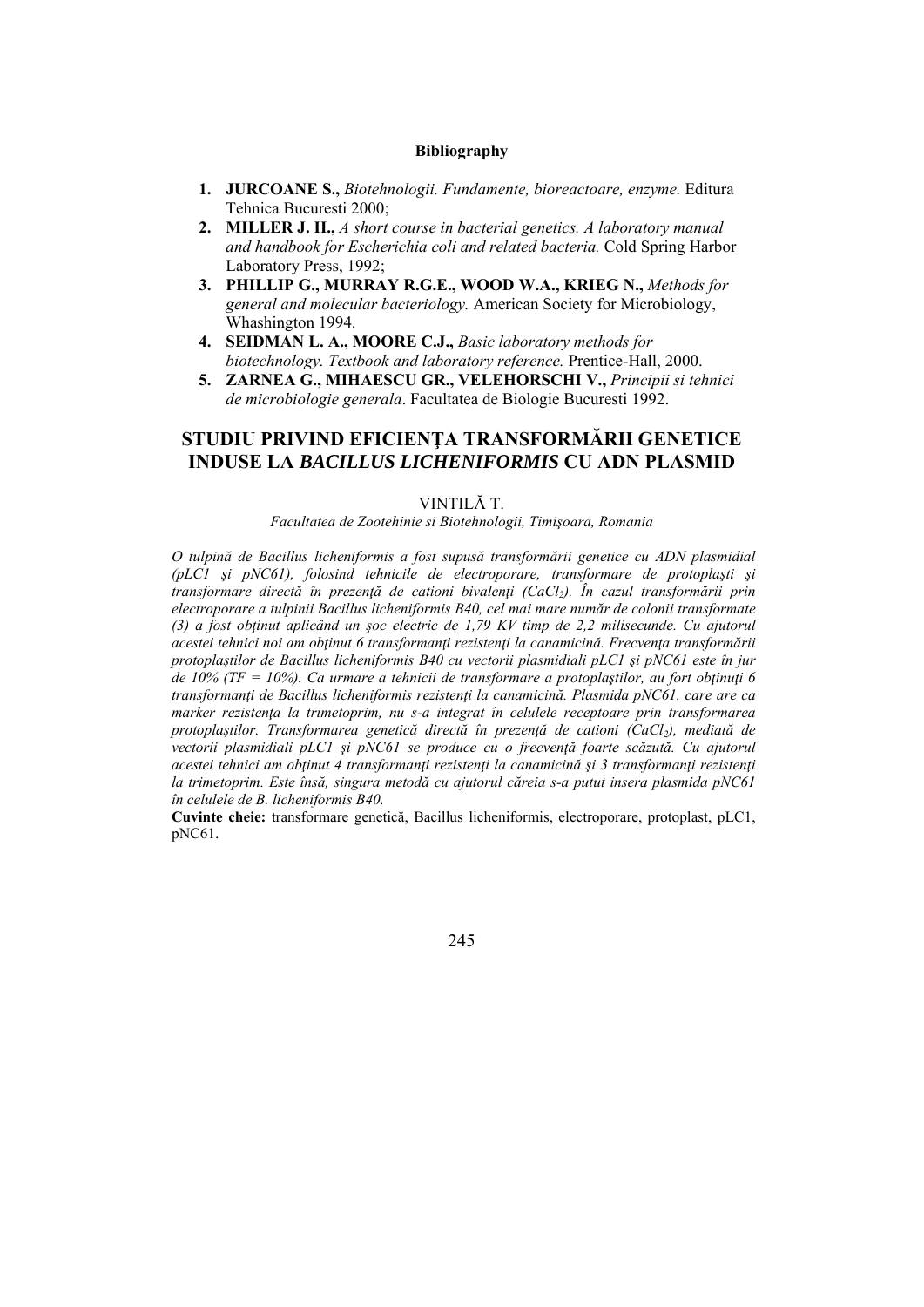**Bibliography**

1. **JURCOANE S.,** *Biotehnologii. Fundamente, bioreactoare, enzyme.* Editura Tehnica Bucuresti 2000;
2. **MILLER J. H.,** *A short course in bacterial genetics. A laboratory manual and handbook for Escherichia coli and related bacteria.* Cold Spring Harbor Laboratory Press, 1992;
3. **PHILLIP G., MURRAY R.G.E., WOOD W.A., KRIEG N.,** *Methods for general and molecular bacteriology.* American Society for Microbiology, Whashington 1994.
4. **SEIDMAN L. A., MOORE C.J.,** *Basic laboratory methods for biotechnology. Textbook and laboratory reference.* Prentice-Hall, 2000.
5. **ZARNEA G., MIHAESCU GR., VELEHORSCHI V.,** *Principii si tehnici de microbiologie generala*. Facultatea de Biologie Bucuresti 1992.

## STUDIU PRIVIND EFICIENŢA TRANSFORMĂRII GENETICE INDUSE LA *BACILLUS LICHENIFORMIS* CU ADN PLASMID

VINTILĂ T.

*Facultatea de Zootehinie si Biotehnologii, Timişoara, Romania*

*O tulpină de Bacillus licheniformis a fost supusă transformării genetice cu ADN plasmidial (pLC1 şi pNC61), folosind tehnicile de electroporare, transformare de protoplaşti şi transformare directă în prezenţă de cationi bivalenţi ($CaCl_2$). În cazul transformării prin electroporare a tulpinii Bacillus licheniformis B40, cel mai mare număr de colonii transformate (3) a fost obţinut aplicând un şoc electric de 1,79 KV timp de 2,2 milisecunde. Cu ajutorul acestei tehnici noi am obţinut 6 transformanţi rezistenţi la canamicină. Frecvenţa transformării protoplaştilor de Bacillus licheniformis B40 cu vectorii plasmidiali pLC1 şi pNC61 este în jur de 10% (TF = 10%). Ca urmare a tehnicii de transformare a protoplaştilor, au fort obţinuţi 6 transformanţi de Bacillus licheniformis rezistenţi la canamicină. Plasmida pNC61, care are ca marker rezistenţa la trimetoprim, nu s-a integrat în celulele receptoare prin transformarea protoplaştilor. Transformarea genetică directă în prezenţă de cationi ($CaCl_2$), mediată de vectorii plasmidiali pLC1 şi pNC61 se produce cu o frecvenţă foarte scăzută. Cu ajutorul acestei tehnici am obţinut 4 transformanţi rezistenţi la canamicină şi 3 transformanţi rezistenţi la trimetoprim. Este însă, singura metodă cu ajutorul căreia s-a putut insera plasmida pNC61 în celulele de B. licheniformis B40.*

**Cuvinte cheie:** transformare genetică, Bacillus licheniformis, electroporare, protoplast, pLC1, pNC61.